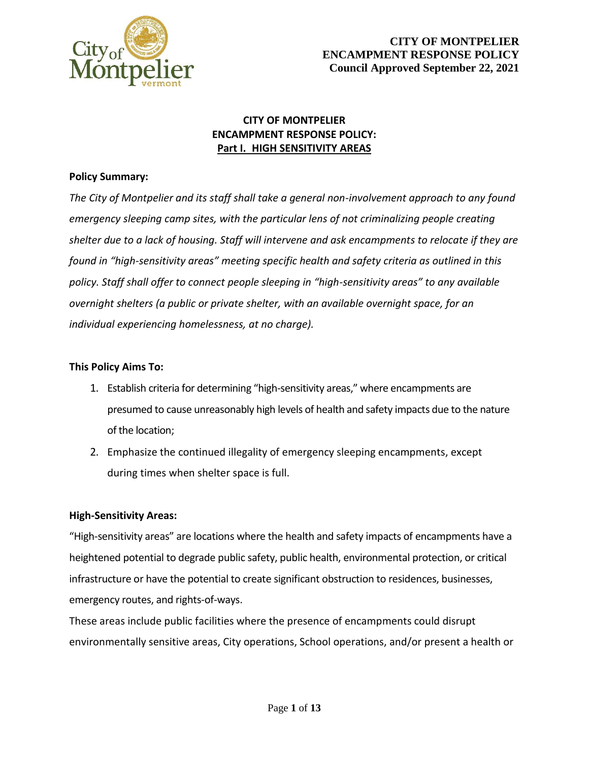**CITY OF MONTPELIER**
**ENCAMPMENT RESPONSE POLICY**
**Council Approved September 22, 2021**

# CITY OF MONTPELIER ENCAMPMENT RESPONSE POLICY: Part I. HIGH SENSITIVITY AREAS

**Policy Summary:**

*The City of Montpelier and its staff shall take a general non-involvement approach to any found emergency sleeping camp sites, with the particular lens of not criminalizing people creating shelter due to a lack of housing. Staff will intervene and ask encampments to relocate if they are found in "high-sensitivity areas" meeting specific health and safety criteria as outlined in this policy. Staff shall offer to connect people sleeping in "high-sensitivity areas" to any available overnight shelters (a public or private shelter, with an available overnight space, for an individual experiencing homelessness, at no charge).*

**This Policy Aims To:**

1. Establish criteria for determining "high-sensitivity areas," where encampments are presumed to cause unreasonably high levels of health and safety impacts due to the nature of the location;
2. Emphasize the continued illegality of emergency sleeping encampments, except during times when shelter space is full.

**High-Sensitivity Areas:**

"High-sensitivity areas" are locations where the health and safety impacts of encampments have a heightened potential to degrade public safety, public health, environmental protection, or critical infrastructure or have the potential to create significant obstruction to residences, businesses, emergency routes, and rights-of-ways.

These areas include public facilities where the presence of encampments could disrupt environmentally sensitive areas, City operations, School operations, and/or present a health or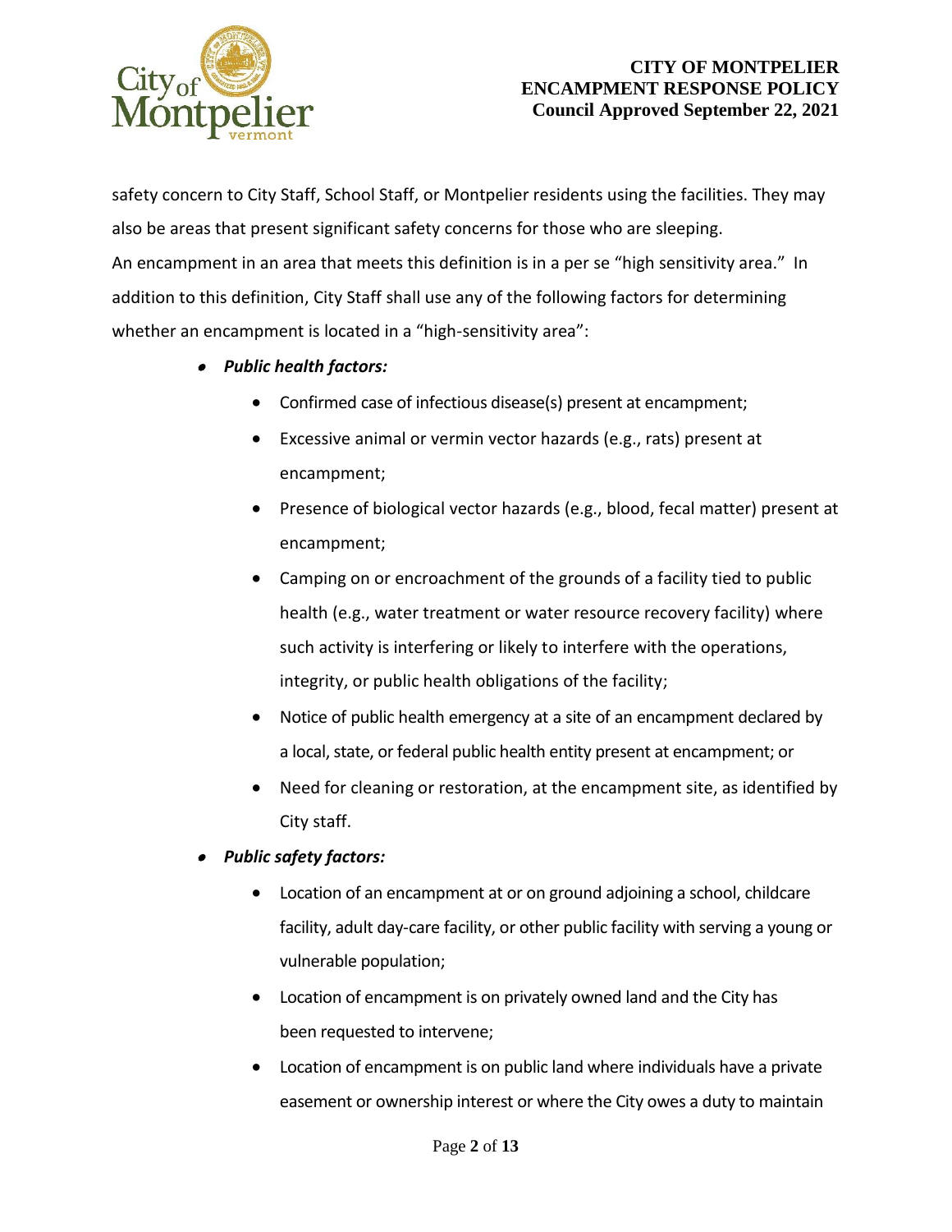safety concern to City Staff, School Staff, or Montpelier residents using the facilities. They may also be areas that present significant safety concerns for those who are sleeping.
An encampment in an area that meets this definition is in a per se "high sensitivity area." In addition to this definition, City Staff shall use any of the following factors for determining whether an encampment is located in a "high-sensitivity area":

- ***Public health factors:***
    - Confirmed case of infectious disease(s) present at encampment;
    - Excessive animal or vermin vector hazards (e.g., rats) present at encampment;
    - Presence of biological vector hazards (e.g., blood, fecal matter) present at encampment;
    - Camping on or encroachment of the grounds of a facility tied to public health (e.g., water treatment or water resource recovery facility) where such activity is interfering or likely to interfere with the operations, integrity, or public health obligations of the facility;
    - Notice of public health emergency at a site of an encampment declared by a local, state, or federal public health entity present at encampment; or
    - Need for cleaning or restoration, at the encampment site, as identified by City staff.
- ***Public safety factors:***
    - Location of an encampment at or on ground adjoining a school, childcare facility, adult day-care facility, or other public facility with serving a young or vulnerable population;
    - Location of encampment is on privately owned land and the City has been requested to intervene;
    - Location of encampment is on public land where individuals have a private easement or ownership interest or where the City owes a duty to maintain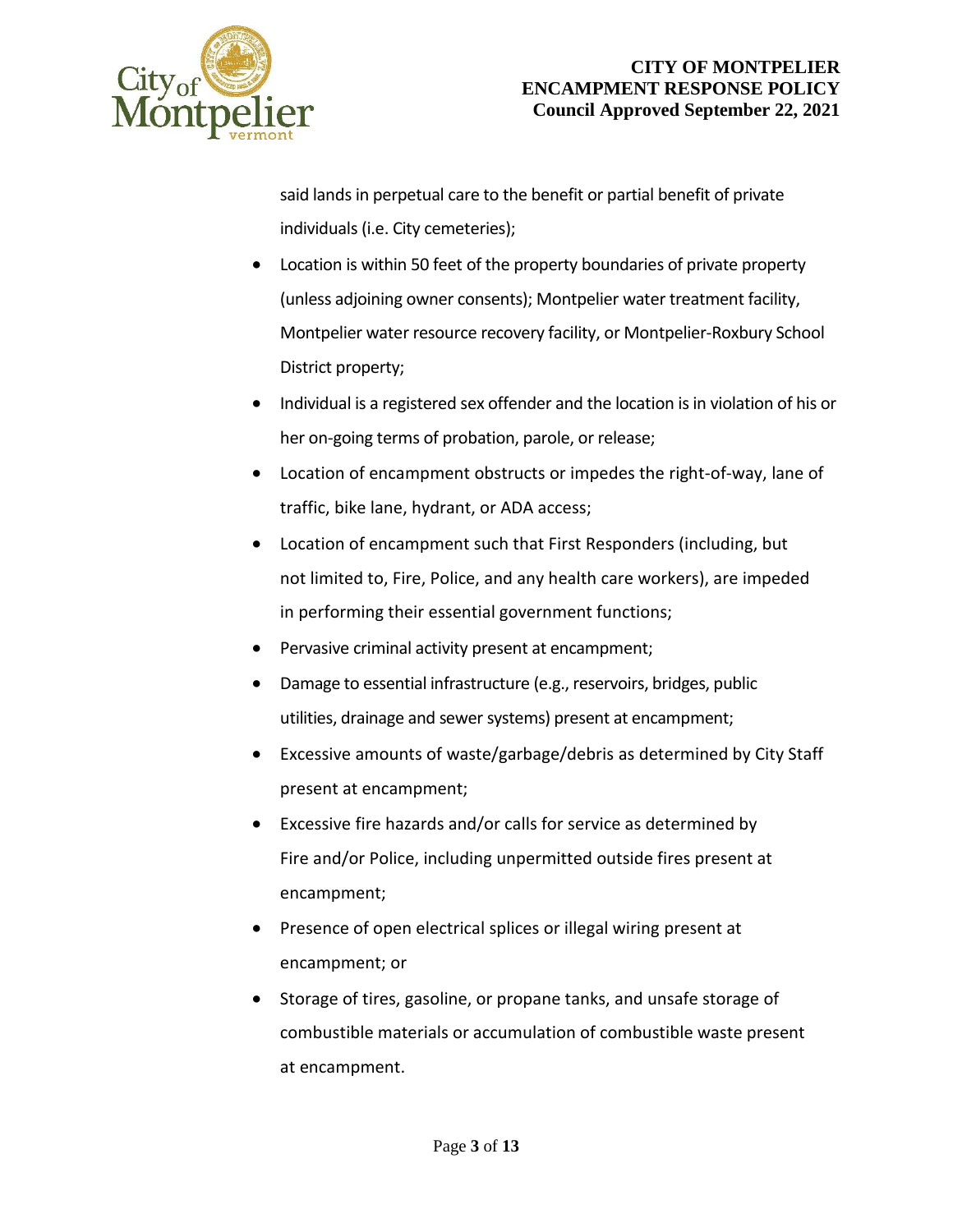said lands in perpetual care to the benefit or partial benefit of private individuals (i.e. City cemeteries);

- Location is within 50 feet of the property boundaries of private property (unless adjoining owner consents); Montpelier water treatment facility, Montpelier water resource recovery facility, or Montpelier-Roxbury School District property;
- Individual is a registered sex offender and the location is in violation of his or her on-going terms of probation, parole, or release;
- Location of encampment obstructs or impedes the right-of-way, lane of traffic, bike lane, hydrant, or ADA access;
- Location of encampment such that First Responders (including, but not limited to, Fire, Police, and any health care workers), are impeded in performing their essential government functions;
- Pervasive criminal activity present at encampment;
- Damage to essential infrastructure (e.g., reservoirs, bridges, public utilities, drainage and sewer systems) present at encampment;
- Excessive amounts of waste/garbage/debris as determined by City Staff present at encampment;
- Excessive fire hazards and/or calls for service as determined by Fire and/or Police, including unpermitted outside fires present at encampment;
- Presence of open electrical splices or illegal wiring present at encampment; or
- Storage of tires, gasoline, or propane tanks, and unsafe storage of combustible materials or accumulation of combustible waste present at encampment.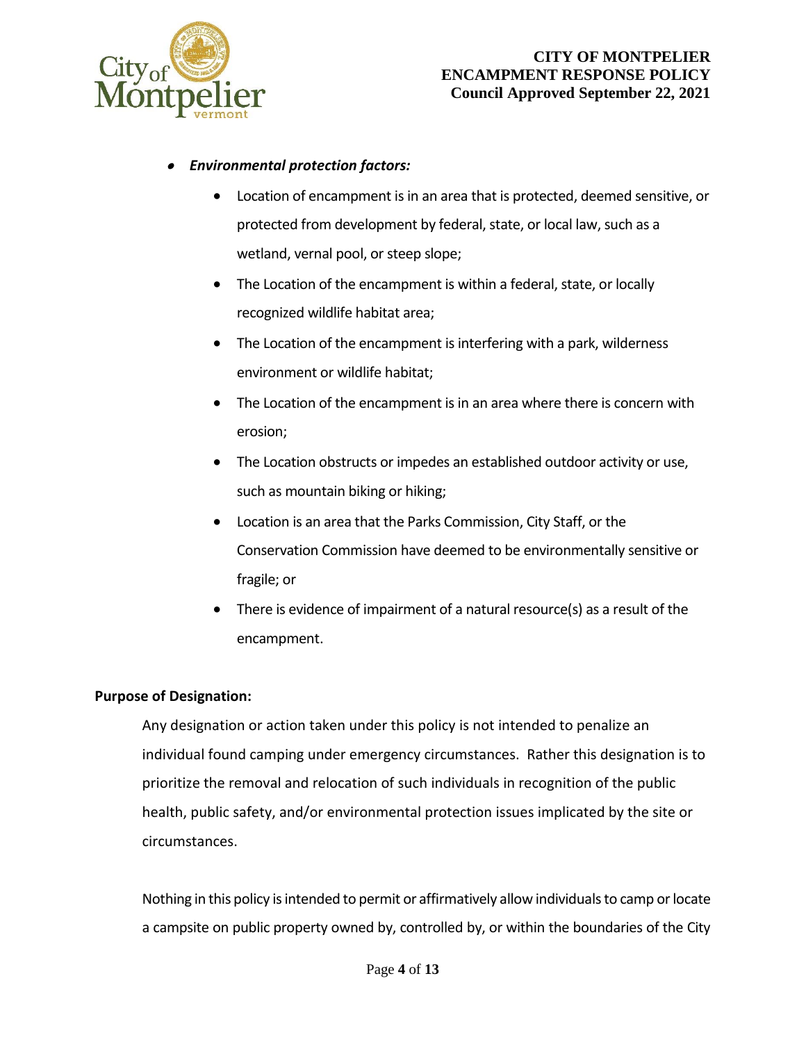- ***Environmental protection factors:***
    - Location of encampment is in an area that is protected, deemed sensitive, or protected from development by federal, state, or local law, such as a wetland, vernal pool, or steep slope;
    - The Location of the encampment is within a federal, state, or locally recognized wildlife habitat area;
    - The Location of the encampment is interfering with a park, wilderness environment or wildlife habitat;
    - The Location of the encampment is in an area where there is concern with erosion;
    - The Location obstructs or impedes an established outdoor activity or use, such as mountain biking or hiking;
    - Location is an area that the Parks Commission, City Staff, or the Conservation Commission have deemed to be environmentally sensitive or fragile; or
    - There is evidence of impairment of a natural resource(s) as a result of the encampment.

**Purpose of Designation:**

Any designation or action taken under this policy is not intended to penalize an individual found camping under emergency circumstances. Rather this designation is to prioritize the removal and relocation of such individuals in recognition of the public health, public safety, and/or environmental protection issues implicated by the site or circumstances.

Nothing in this policy is intended to permit or affirmatively allow individuals to camp or locate a campsite on public property owned by, controlled by, or within the boundaries of the City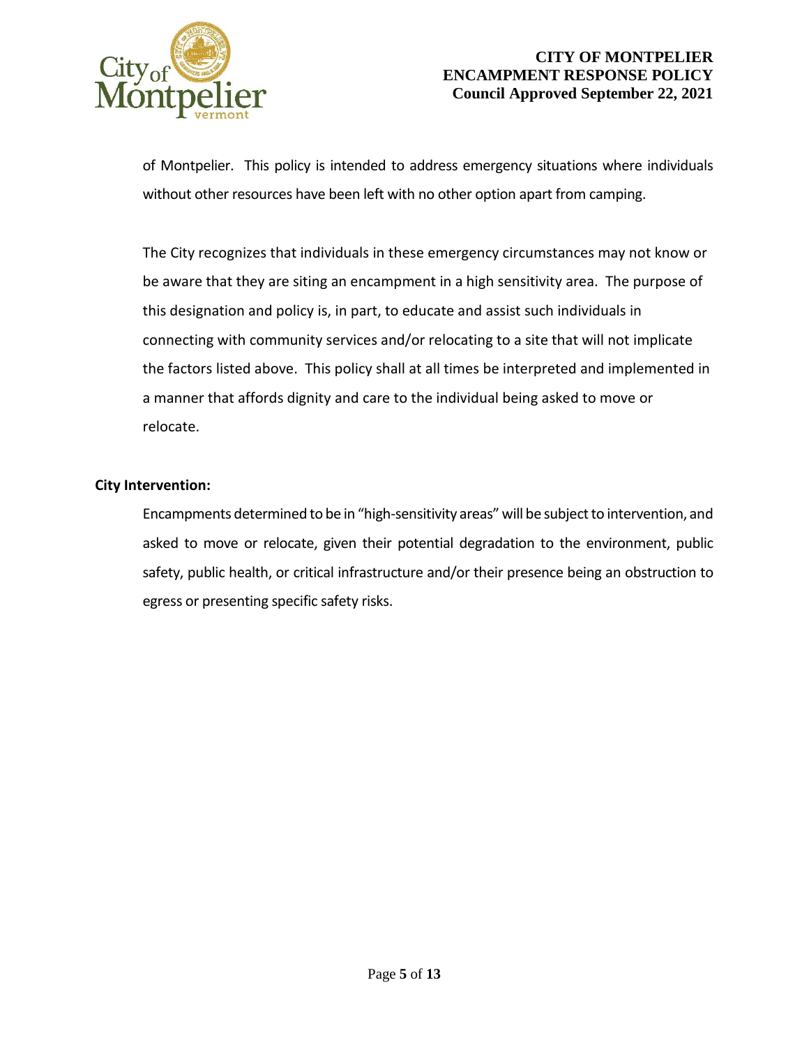of Montpelier. This policy is intended to address emergency situations where individuals without other resources have been left with no other option apart from camping.

The City recognizes that individuals in these emergency circumstances may not know or be aware that they are siting an encampment in a high sensitivity area. The purpose of this designation and policy is, in part, to educate and assist such individuals in connecting with community services and/or relocating to a site that will not implicate the factors listed above. This policy shall at all times be interpreted and implemented in a manner that affords dignity and care to the individual being asked to move or relocate.

**City Intervention:**

Encampments determined to be in "high-sensitivity areas" will be subject to intervention, and asked to move or relocate, given their potential degradation to the environment, public safety, public health, or critical infrastructure and/or their presence being an obstruction to egress or presenting specific safety risks.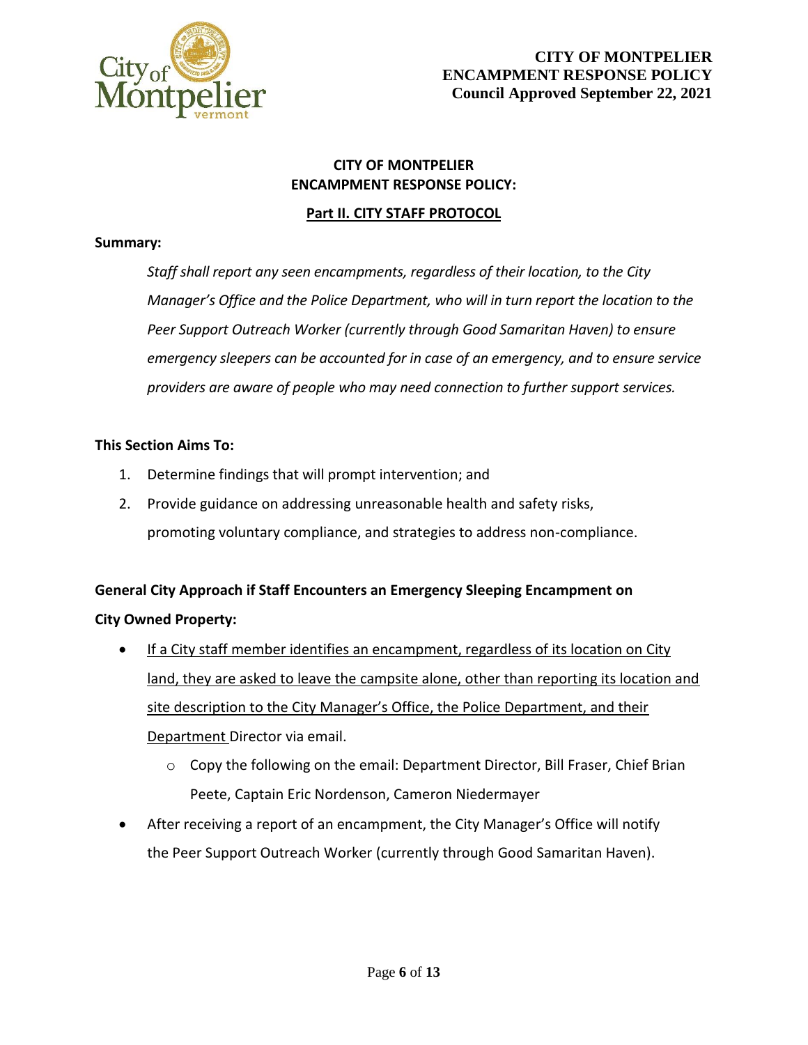## CITY OF MONTPELIER ENCAMPMENT RESPONSE POLICY:

### Part II. CITY STAFF PROTOCOL

**Summary:**

*Staff shall report any seen encampments, regardless of their location, to the City Manager's Office and the Police Department, who will in turn report the location to the Peer Support Outreach Worker (currently through Good Samaritan Haven) to ensure emergency sleepers can be accounted for in case of an emergency, and to ensure service providers are aware of people who may need connection to further support services.*

**This Section Aims To:**

1. Determine findings that will prompt intervention; and
2. Provide guidance on addressing unreasonable health and safety risks, promoting voluntary compliance, and strategies to address non-compliance.

**General City Approach if Staff Encounters an Emergency Sleeping Encampment on City Owned Property:**

- If a City staff member identifies an encampment, regardless of its location on City land, they are asked to leave the campsite alone, other than reporting its location and site description to the City Manager's Office, the Police Department, and their Department Director via email.
  - Copy the following on the email: Department Director, Bill Fraser, Chief Brian Peete, Captain Eric Nordenson, Cameron Niedermayer
- After receiving a report of an encampment, the City Manager's Office will notify the Peer Support Outreach Worker (currently through Good Samaritan Haven).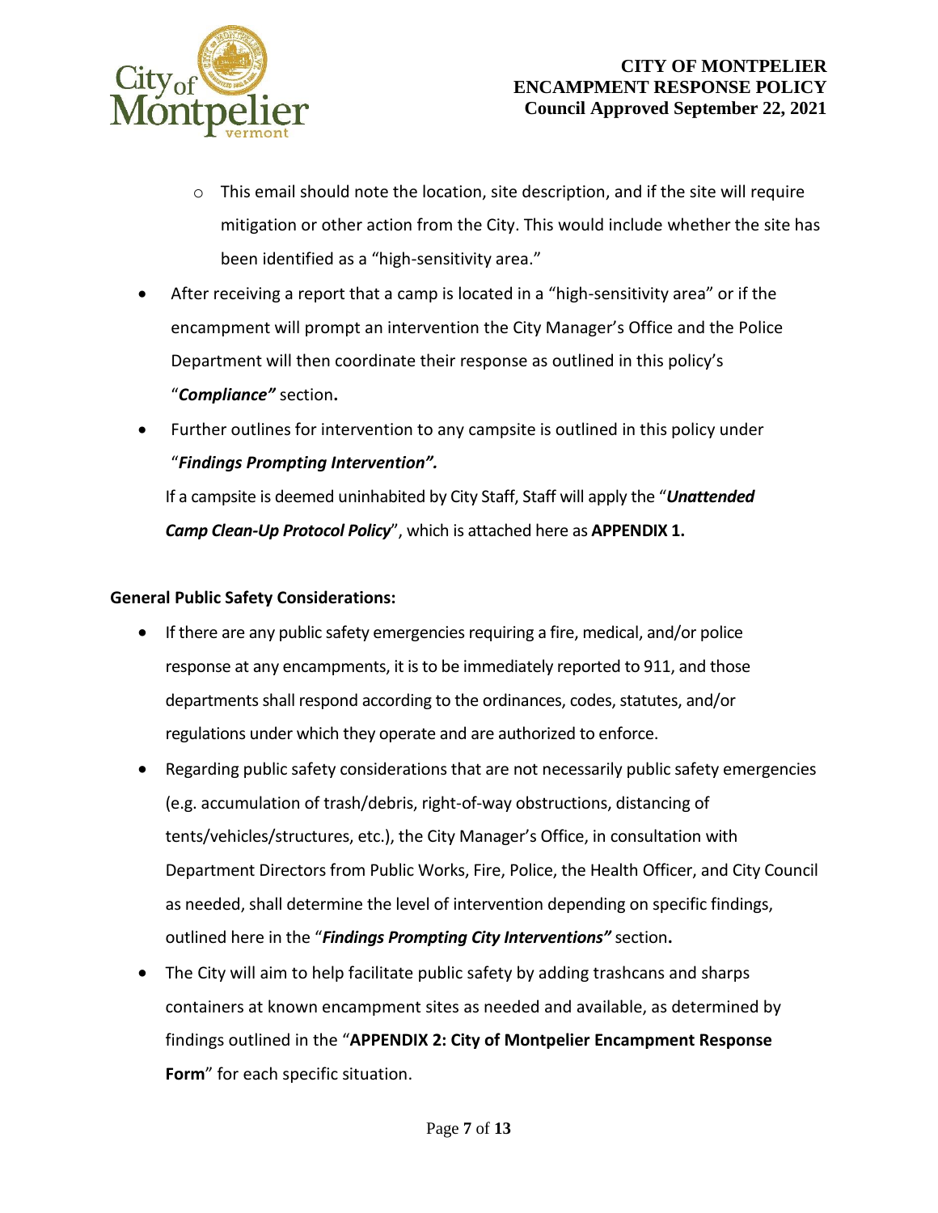- This email should note the location, site description, and if the site will require mitigation or other action from the City. This would include whether the site has been identified as a "high-sensitivity area."
- After receiving a report that a camp is located in a "high-sensitivity area" or if the encampment will prompt an intervention the City Manager's Office and the Police Department will then coordinate their response as outlined in this policy's "***Compliance"*** section**.**
- Further outlines for intervention to any campsite is outlined in this policy under "***Findings Prompting Intervention".***

  If a campsite is deemed uninhabited by City Staff, Staff will apply the "***Unattended Camp Clean-Up Protocol Policy***", which is attached here as **APPENDIX 1.**

**General Public Safety Considerations:**

- If there are any public safety emergencies requiring a fire, medical, and/or police response at any encampments, it is to be immediately reported to 911, and those departments shall respond according to the ordinances, codes, statutes, and/or regulations under which they operate and are authorized to enforce.
- Regarding public safety considerations that are not necessarily public safety emergencies (e.g. accumulation of trash/debris, right-of-way obstructions, distancing of tents/vehicles/structures, etc.), the City Manager's Office, in consultation with Department Directors from Public Works, Fire, Police, the Health Officer, and City Council as needed, shall determine the level of intervention depending on specific findings, outlined here in the "***Findings Prompting City Interventions"*** section**.**
- The City will aim to help facilitate public safety by adding trashcans and sharps containers at known encampment sites as needed and available, as determined by findings outlined in the "**APPENDIX 2: City of Montpelier Encampment Response Form**" for each specific situation.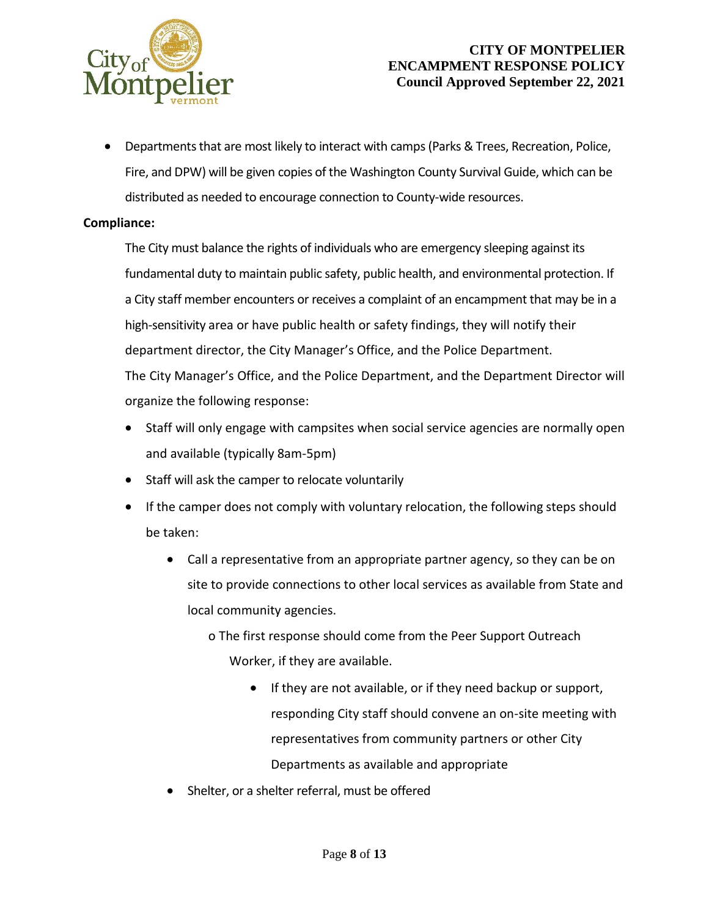- Departments that are most likely to interact with camps (Parks & Trees, Recreation, Police, Fire, and DPW) will be given copies of the Washington County Survival Guide, which can be distributed as needed to encourage connection to County-wide resources.

**Compliance:**

The City must balance the rights of individuals who are emergency sleeping against its fundamental duty to maintain public safety, public health, and environmental protection. If a City staff member encounters or receives a complaint of an encampment that may be in a high-sensitivity area or have public health or safety findings, they will notify their department director, the City Manager's Office, and the Police Department.

The City Manager's Office, and the Police Department, and the Department Director will organize the following response:

- Staff will only engage with campsites when social service agencies are normally open and available (typically 8am-5pm)
- Staff will ask the camper to relocate voluntarily
- If the camper does not comply with voluntary relocation, the following steps should be taken:
    - Call a representative from an appropriate partner agency, so they can be on site to provide connections to other local services as available from State and local community agencies.
        - The first response should come from the Peer Support Outreach Worker, if they are available.
            - If they are not available, or if they need backup or support, responding City staff should convene an on-site meeting with representatives from community partners or other City Departments as available and appropriate
    - Shelter, or a shelter referral, must be offered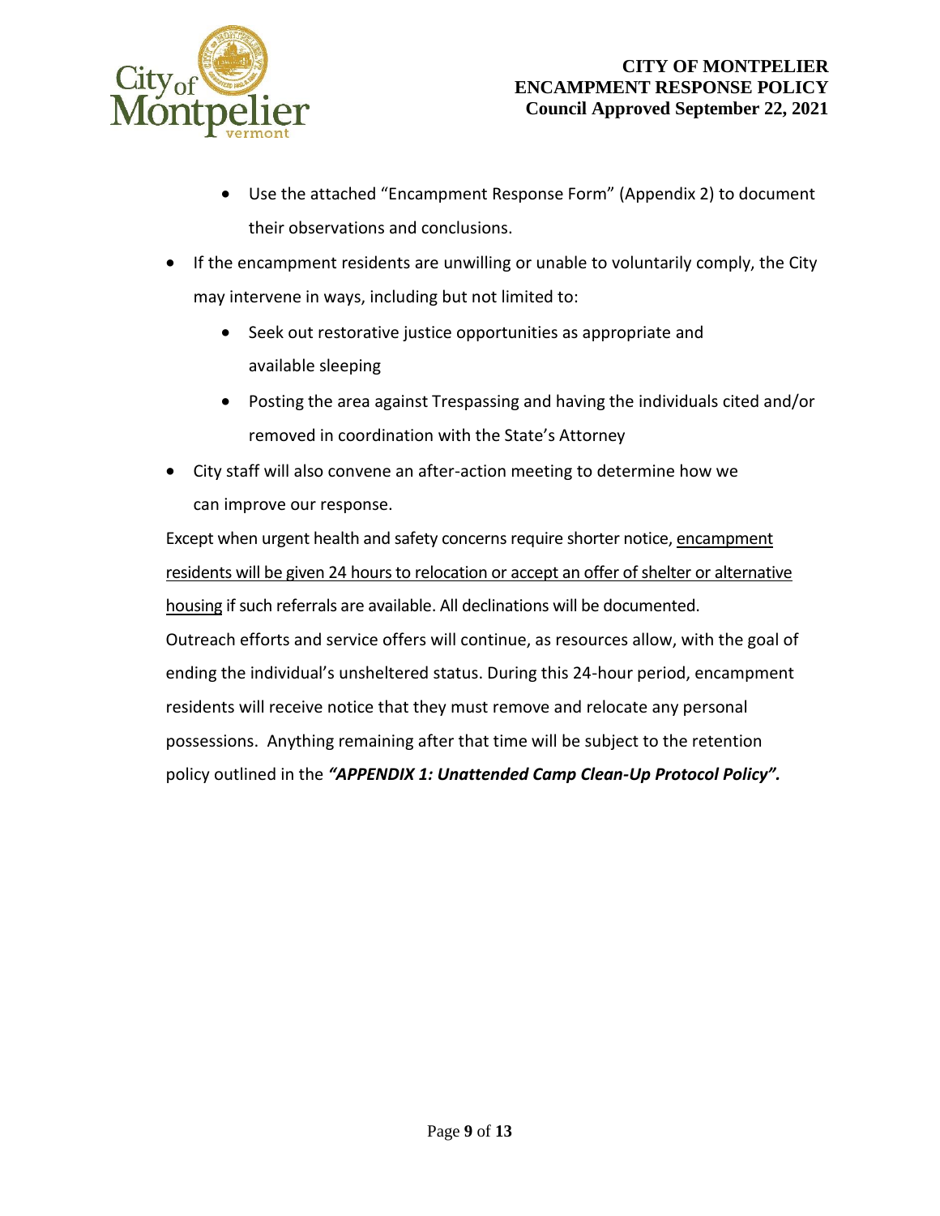- Use the attached "Encampment Response Form" (Appendix 2) to document their observations and conclusions.
- If the encampment residents are unwilling or unable to voluntarily comply, the City may intervene in ways, including but not limited to:
    - Seek out restorative justice opportunities as appropriate and available sleeping
    - Posting the area against Trespassing and having the individuals cited and/or removed in coordination with the State's Attorney
- City staff will also convene an after-action meeting to determine how we can improve our response.

Except when urgent health and safety concerns require shorter notice, <u>encampment residents will be given 24 hours to relocation or accept an offer of shelter or alternative housing</u> if such referrals are available. All declinations will be documented. Outreach efforts and service offers will continue, as resources allow, with the goal of ending the individual's unsheltered status. During this 24-hour period, encampment residents will receive notice that they must remove and relocate any personal possessions. Anything remaining after that time will be subject to the retention policy outlined in the ***"APPENDIX 1: Unattended Camp Clean-Up Protocol Policy".***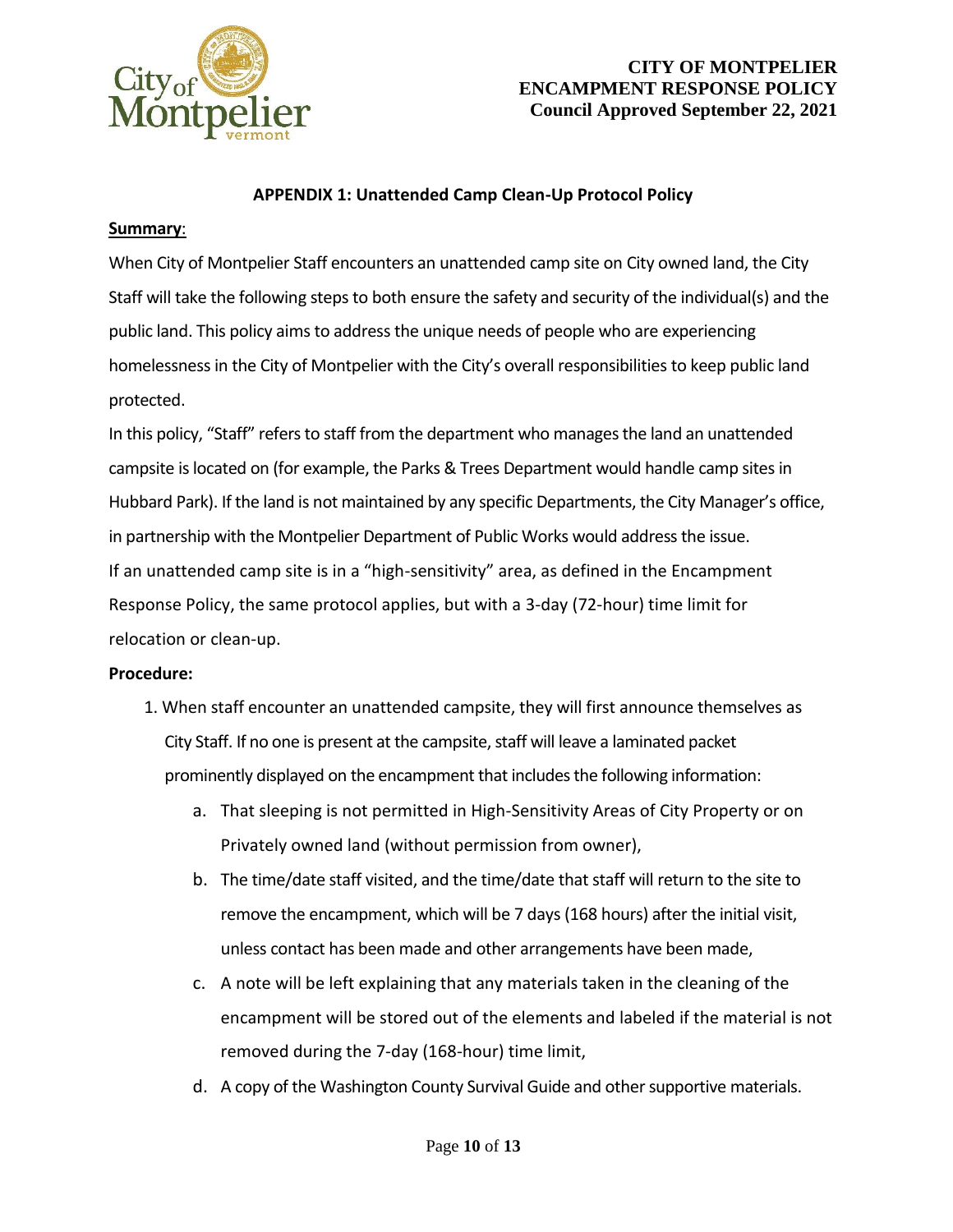## APPENDIX 1: Unattended Camp Clean-Up Protocol Policy

**Summary**:

When City of Montpelier Staff encounters an unattended camp site on City owned land, the City Staff will take the following steps to both ensure the safety and security of the individual(s) and the public land. This policy aims to address the unique needs of people who are experiencing homelessness in the City of Montpelier with the City's overall responsibilities to keep public land protected.

In this policy, "Staff" refers to staff from the department who manages the land an unattended campsite is located on (for example, the Parks & Trees Department would handle camp sites in Hubbard Park). If the land is not maintained by any specific Departments, the City Manager's office, in partnership with the Montpelier Department of Public Works would address the issue.

If an unattended camp site is in a "high-sensitivity" area, as defined in the Encampment Response Policy, the same protocol applies, but with a 3-day (72-hour) time limit for relocation or clean-up.

**Procedure:**

1. When staff encounter an unattended campsite, they will first announce themselves as City Staff. If no one is present at the campsite, staff will leave a laminated packet prominently displayed on the encampment that includes the following information:
    a. That sleeping is not permitted in High-Sensitivity Areas of City Property or on Privately owned land (without permission from owner),
    b. The time/date staff visited, and the time/date that staff will return to the site to remove the encampment, which will be 7 days (168 hours) after the initial visit, unless contact has been made and other arrangements have been made,
    c. A note will be left explaining that any materials taken in the cleaning of the encampment will be stored out of the elements and labeled if the material is not removed during the 7-day (168-hour) time limit,
    d. A copy of the Washington County Survival Guide and other supportive materials.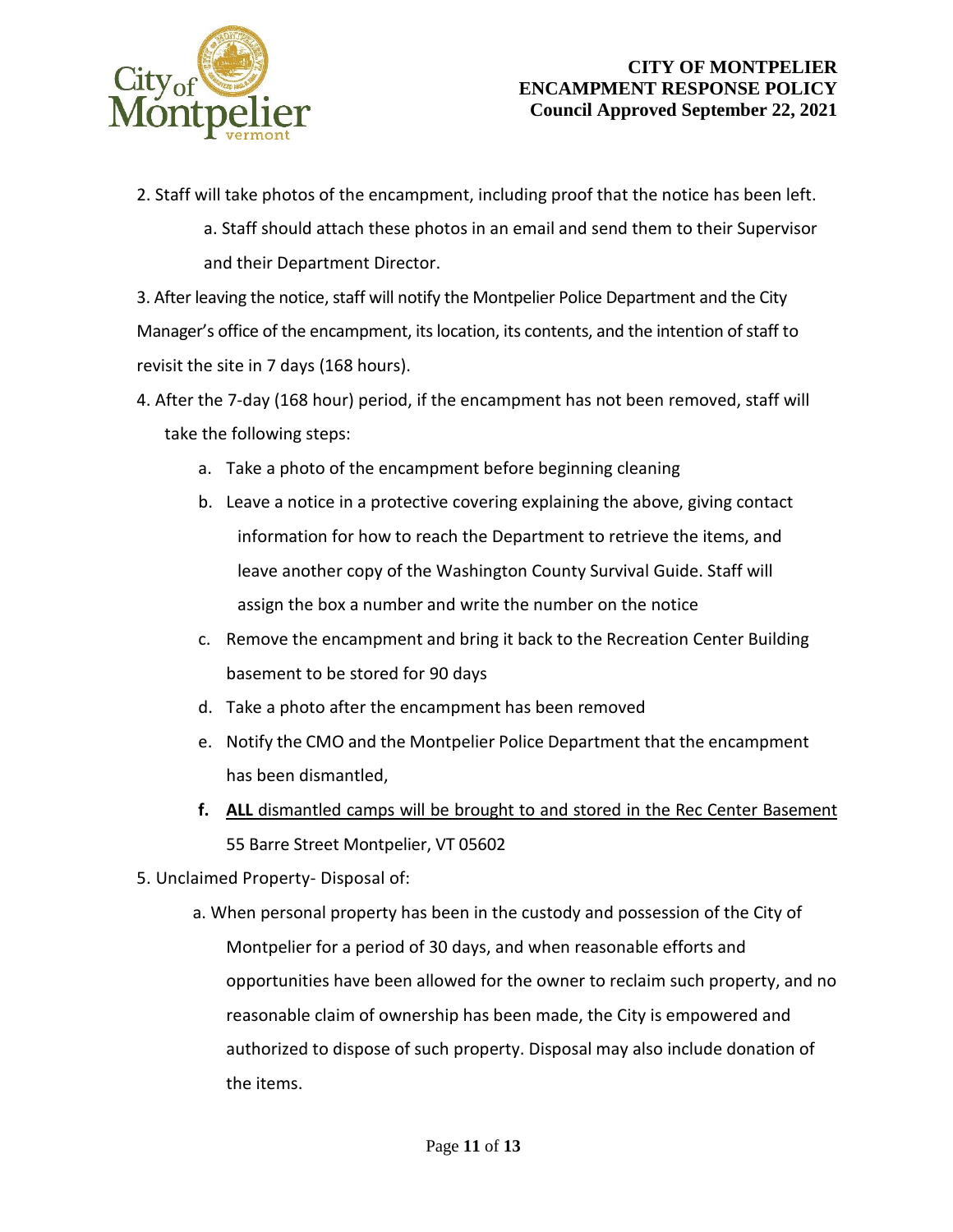2. Staff will take photos of the encampment, including proof that the notice has been left.
    a. Staff should attach these photos in an email and send them to their Supervisor and their Department Director.

3. After leaving the notice, staff will notify the Montpelier Police Department and the City Manager's office of the encampment, its location, its contents, and the intention of staff to revisit the site in 7 days (168 hours).

4. After the 7-day (168 hour) period, if the encampment has not been removed, staff will take the following steps:
    a. Take a photo of the encampment before beginning cleaning
    b. Leave a notice in a protective covering explaining the above, giving contact information for how to reach the Department to retrieve the items, and leave another copy of the Washington County Survival Guide. Staff will assign the box a number and write the number on the notice
    c. Remove the encampment and bring it back to the Recreation Center Building basement to be stored for 90 days
    d. Take a photo after the encampment has been removed
    e. Notify the CMO and the Montpelier Police Department that the encampment has been dismantled,
    f. **ALL** <u>dismantled camps will be brought to and stored in the Rec Center Basement</u> 55 Barre Street Montpelier, VT 05602

5. Unclaimed Property- Disposal of:
    a. When personal property has been in the custody and possession of the City of Montpelier for a period of 30 days, and when reasonable efforts and opportunities have been allowed for the owner to reclaim such property, and no reasonable claim of ownership has been made, the City is empowered and authorized to dispose of such property. Disposal may also include donation of the items.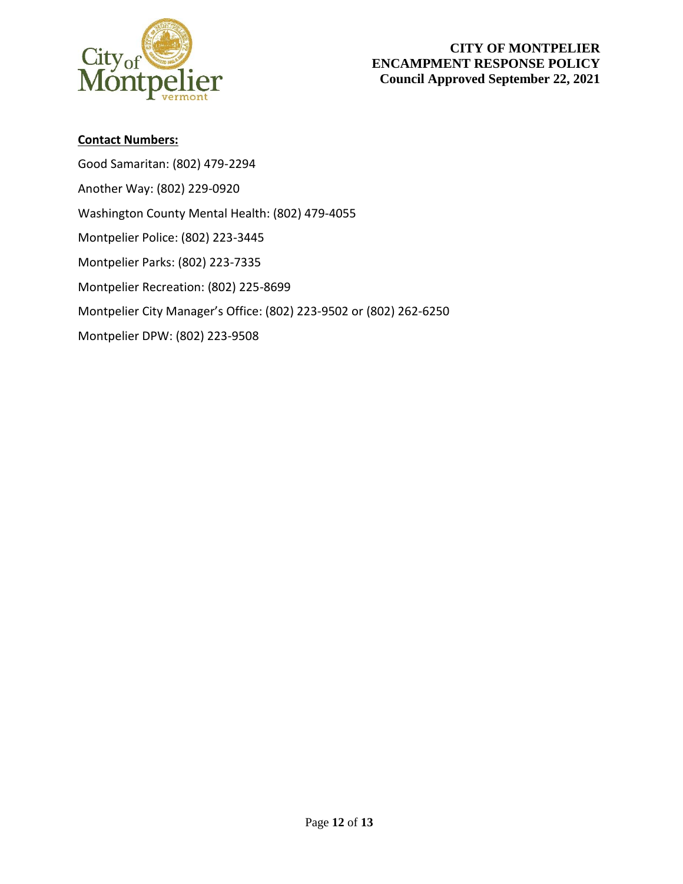**Contact Numbers:**

Good Samaritan: (802) 479-2294

Another Way: (802) 229-0920

Washington County Mental Health: (802) 479-4055

Montpelier Police: (802) 223-3445

Montpelier Parks: (802) 223-7335

Montpelier Recreation: (802) 225-8699

Montpelier City Manager's Office: (802) 223-9502 or (802) 262-6250

Montpelier DPW: (802) 223-9508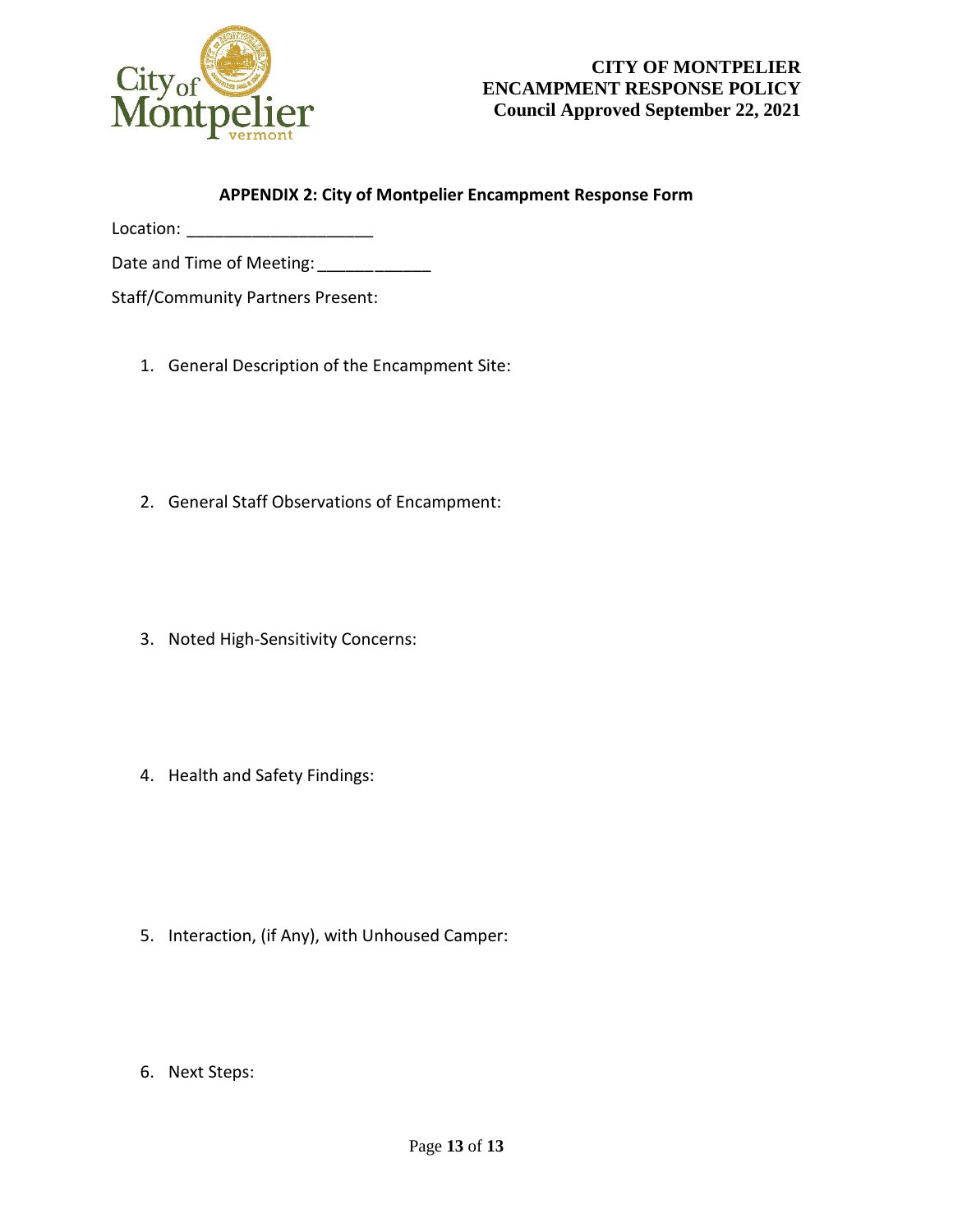**CITY OF MONTPELIER**
**ENCAMPMENT RESPONSE POLICY**
**Council Approved September 22, 2021**

## APPENDIX 2: City of Montpelier Encampment Response Form

Location: ____________________

Date and Time of Meeting: ____________

Staff/Community Partners Present:

1. General Description of the Encampment Site:

2. General Staff Observations of Encampment:

3. Noted High-Sensitivity Concerns:

4. Health and Safety Findings:

5. Interaction, (if Any), with Unhoused Camper:

6. Next Steps: